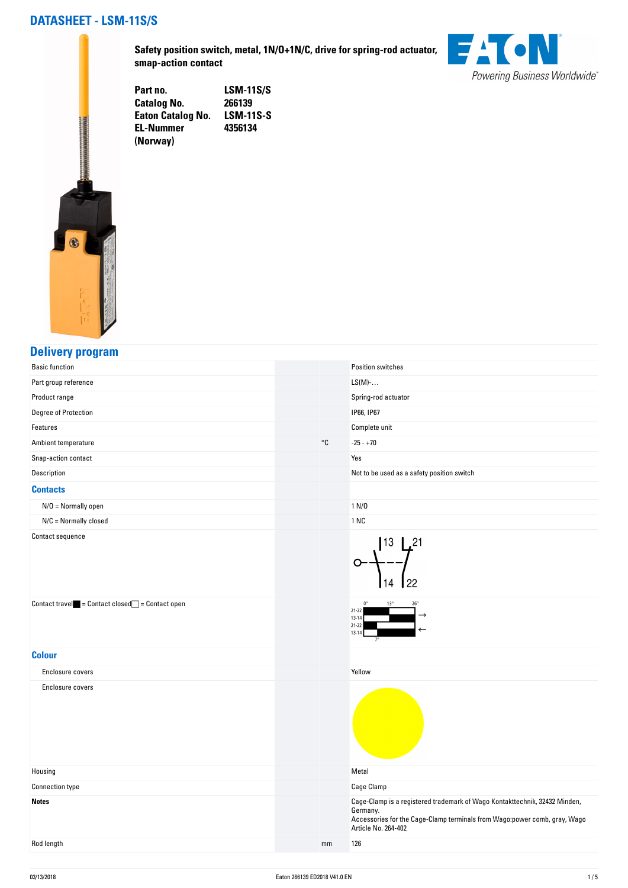# DATASHEET - LSM-11S/S

**Safety position switch, metal, 1N/O+1N/C, drive for spring-rod actuator, smap-action contact**

| | |
|---|---|
| **Part no.** | **LSM-11S/S** |
| **Catalog No.** | **266139** |
| **Eaton Catalog No.** | **LSM-11S-S** |
| **EL-Nummer (Norway)** | **4356134** |

Powering Business Worldwide

## Delivery program

| | | |
|---|---|---|
| Basic function | | Position switches |
| Part group reference | | LS(M)-… |
| Product range | | Spring-rod actuator |
| Degree of Protection | | IP66, IP67 |
| Features | | Complete unit |
| Ambient temperature | °C | -25 - +70 |
| Snap-action contact | | Yes |
| Description | | Not to be used as a safety position switch |
| **Contacts** | | |
| N/O = Normally open | | 1 N/O |
| N/C = Normally closed | | 1 NC |
| Contact sequence | | |
| Contact travel ■ = Contact closed □ = Contact open | | |
| **Colour** | | |
| Enclosure covers | | Yellow |
| Enclosure covers | | |
| Housing | | Metal |
| Connection type | | Cage Clamp |
| **Notes** | | Cage-Clamp is a registered trademark of Wago Kontakttechnik, 32432 Minden, Germany. Accessories for the Cage-Clamp terminals from Wago:power comb, gray, Wago Article No. 264-402 |
| Rod length | mm | 126 |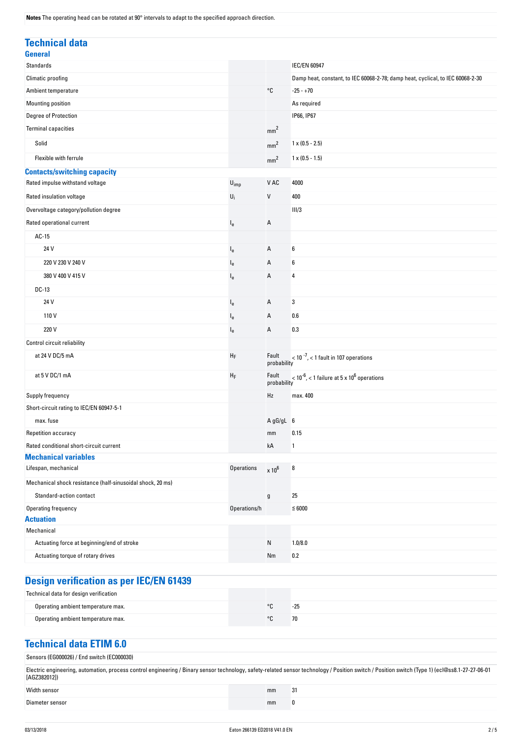**Notes** The operating head can be rotated at 90° intervals to adapt to the specified approach direction.

## Technical data

### General

| | | | |
|---|---|---|---|
| Standards | | | IEC/EN 60947 |
| Climatic proofing | | | Damp heat, constant, to IEC 60068-2-78; damp heat, cyclical, to IEC 60068-2-30 |
| Ambient temperature | | °C | -25 - +70 |
| Mounting position | | | As required |
| Degree of Protection | | | IP66, IP67 |
| Terminal capacities | | $mm^2$ | |
| Solid | | $mm^2$ | 1 x (0.5 - 2.5) |
| Flexible with ferrule | | $mm^2$ | 1 x (0.5 - 1.5) |

### Contacts/switching capacity

| | | | |
|---|---|---|---|
| Rated impulse withstand voltage | $U_{imp}$ | V AC | 4000 |
| Rated insulation voltage | $U_i$ | V | 400 |
| Overvoltage category/pollution degree | | | III/3 |
| Rated operational current | $I_e$ | A | |
| AC-15 | | | |
| 24 V | $I_e$ | A | 6 |
| 220 V 230 V 240 V | $I_e$ | A | 6 |
| 380 V 400 V 415 V | $I_e$ | A | 4 |
| DC-13 | | | |
| 24 V | $I_e$ | A | 3 |
| 110 V | $I_e$ | A | 0.6 |
| 220 V | $I_e$ | A | 0.3 |
| Control circuit reliability | | | |
| at 24 V DC/5 mA | $H_F$ | Fault probability | $< 10^{-7}$, < 1 fault in 107 operations |
| at 5 V DC/1 mA | $H_F$ | Fault probability | $< 10^{-6}$, < 1 failure at $5 \times 10^6$ operations |
| Supply frequency | | Hz | max. 400 |
| Short-circuit rating to IEC/EN 60947-5-1 | | | |
| max. fuse | | A gG/gL | 6 |
| Repetition accuracy | | mm | 0.15 |
| Rated conditional short-circuit current | | kA | 1 |

### Mechanical variables

| | | | |
|---|---|---|---|
| Lifespan, mechanical | Operations | $x 10^6$ | 8 |
| Mechanical shock resistance (half-sinusoidal shock, 20 ms) | | | |
| Standard-action contact | | g | 25 |
| Operating frequency | Operations/h | | ≦ 6000 |

### Actuation

| | | | |
|---|---|---|---|
| Mechanical | | | |
| Actuating force at beginning/end of stroke | | N | 1.0/8.0 |
| Actuating torque of rotary drives | | Nm | 0.2 |

## Design verification as per IEC/EN 61439

| | | | |
|---|---|---|---|
| Technical data for design verification | | | |
| Operating ambient temperature max. | | °C | -25 |
| Operating ambient temperature max. | | °C | 70 |

## Technical data ETIM 6.0

Sensors (EG000026) / End switch (EC000030)

Electric engineering, automation, process control engineering / Binary sensor technology, safety-related sensor technology / Position switch / Position switch (Type 1) (ecl@ss8.1-27-27-06-01 [AGZ382012])

| | | | |
|---|---|---|---|
| Width sensor | | mm | 31 |
| Diameter sensor | | mm | 0 |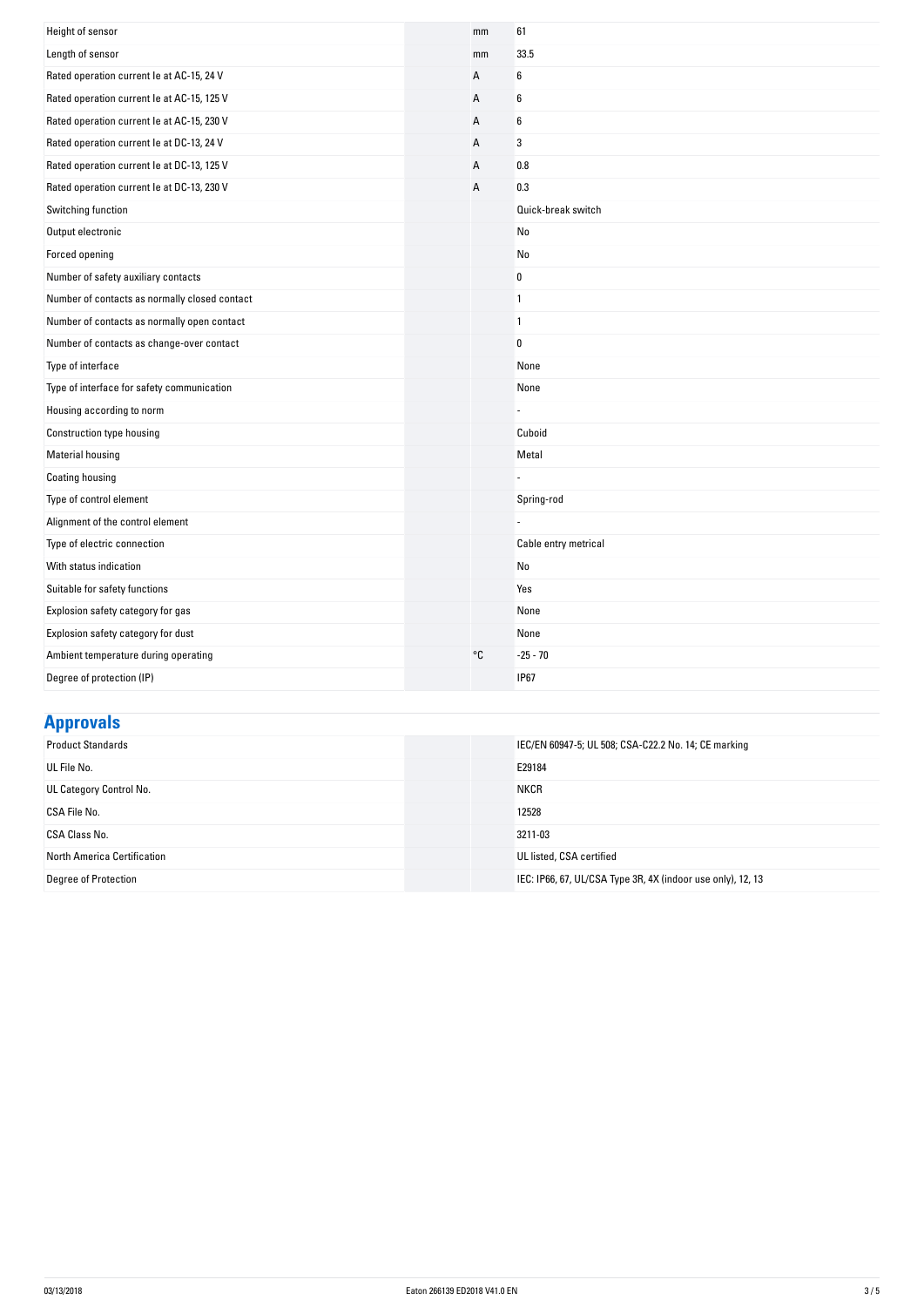| | | |
|---|---|---|
| Height of sensor | mm | 61 |
| Length of sensor | mm | 33.5 |
| Rated operation current Ie at AC-15, 24 V | A | 6 |
| Rated operation current Ie at AC-15, 125 V | A | 6 |
| Rated operation current Ie at AC-15, 230 V | A | 6 |
| Rated operation current Ie at DC-13, 24 V | A | 3 |
| Rated operation current Ie at DC-13, 125 V | A | 0.8 |
| Rated operation current Ie at DC-13, 230 V | A | 0.3 |
| Switching function | | Quick-break switch |
| Output electronic | | No |
| Forced opening | | No |
| Number of safety auxiliary contacts | | 0 |
| Number of contacts as normally closed contact | | 1 |
| Number of contacts as normally open contact | | 1 |
| Number of contacts as change-over contact | | 0 |
| Type of interface | | None |
| Type of interface for safety communication | | None |
| Housing according to norm | | - |
| Construction type housing | | Cuboid |
| Material housing | | Metal |
| Coating housing | | - |
| Type of control element | | Spring-rod |
| Alignment of the control element | | - |
| Type of electric connection | | Cable entry metrical |
| With status indication | | No |
| Suitable for safety functions | | Yes |
| Explosion safety category for gas | | None |
| Explosion safety category for dust | | None |
| Ambient temperature during operating | °C | -25 - 70 |
| Degree of protection (IP) | | IP67 |

## Approvals

| | | |
|---|---|---|
| Product Standards | | IEC/EN 60947-5; UL 508; CSA-C22.2 No. 14; CE marking |
| UL File No. | | E29184 |
| UL Category Control No. | | NKCR |
| CSA File No. | | 12528 |
| CSA Class No. | | 3211-03 |
| North America Certification | | UL listed, CSA certified |
| Degree of Protection | | IEC: IP66, 67, UL/CSA Type 3R, 4X (indoor use only), 12, 13 |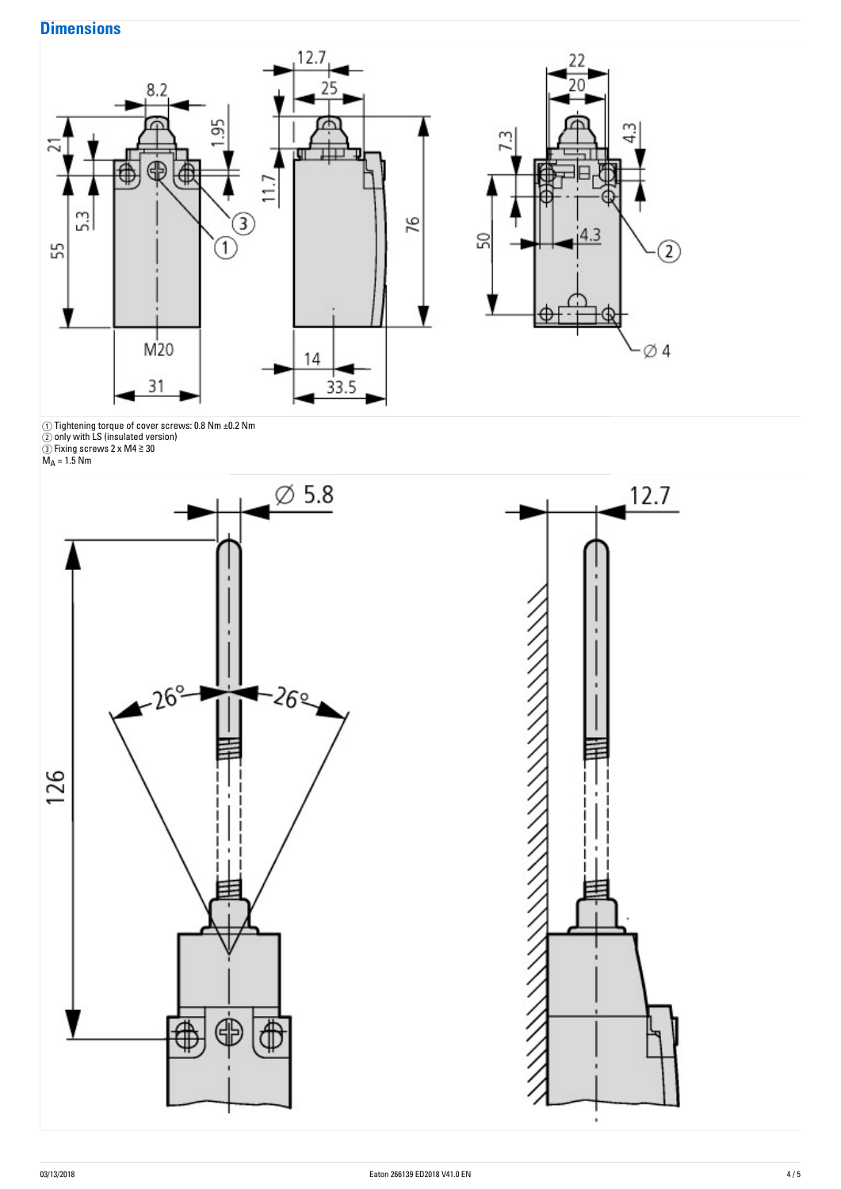## Dimensions

① Tightening torque of cover screws: 0.8 Nm ±0.2 Nm
② only with LS (insulated version)
③ Fixing screws 2 x M4 ≥ 30
$M_A$ = 1.5 Nm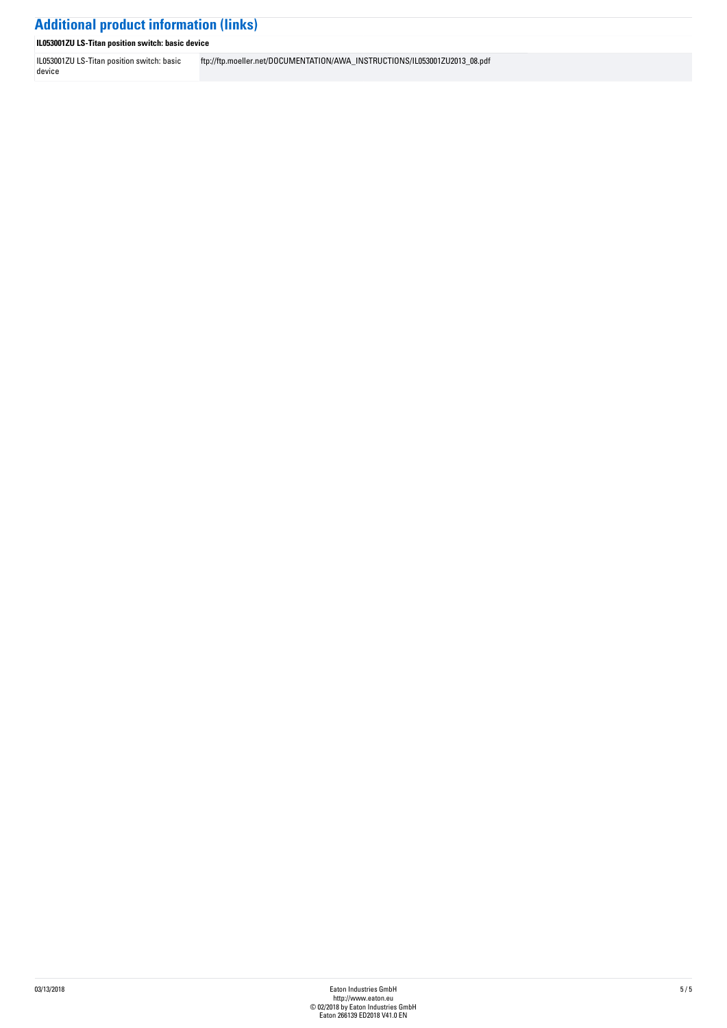# Additional product information (links)

**IL053001ZU LS-Titan position switch: basic device**

| | |
|---|---|
| IL053001ZU LS-Titan position switch: basic device | ftp://ftp.moeller.net/DOCUMENTATION/AWA_INSTRUCTIONS/IL053001ZU2013_08.pdf |